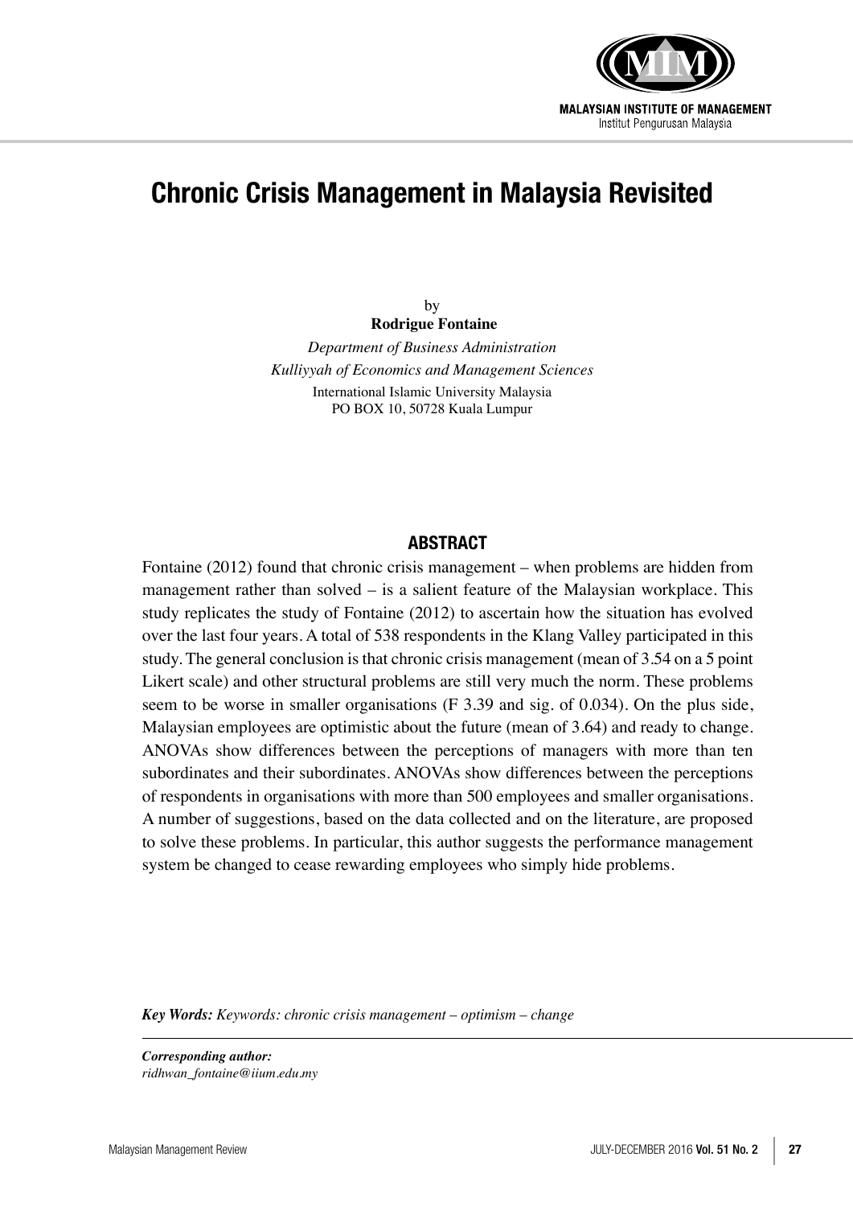# Chronic Crisis Management in Malaysia Revisited

by

**Rodrigue Fontaine**

*Department of Business Administration*
*Kulliyyah of Economics and Management Sciences*
International Islamic University Malaysia
PO BOX 10, 50728 Kuala Lumpur

## ABSTRACT

Fontaine (2012) found that chronic crisis management – when problems are hidden from management rather than solved – is a salient feature of the Malaysian workplace. This study replicates the study of Fontaine (2012) to ascertain how the situation has evolved over the last four years. A total of 538 respondents in the Klang Valley participated in this study. The general conclusion is that chronic crisis management (mean of 3.54 on a 5 point Likert scale) and other structural problems are still very much the norm. These problems seem to be worse in smaller organisations (F 3.39 and sig. of 0.034). On the plus side, Malaysian employees are optimistic about the future (mean of 3.64) and ready to change. ANOVAs show differences between the perceptions of managers with more than ten subordinates and their subordinates. ANOVAs show differences between the perceptions of respondents in organisations with more than 500 employees and smaller organisations. A number of suggestions, based on the data collected and on the literature, are proposed to solve these problems. In particular, this author suggests the performance management system be changed to cease rewarding employees who simply hide problems.

***Key Words:*** *Keywords: chronic crisis management – optimism – change*

***Corresponding author:***
*ridhwan_fontaine@iium.edu.my*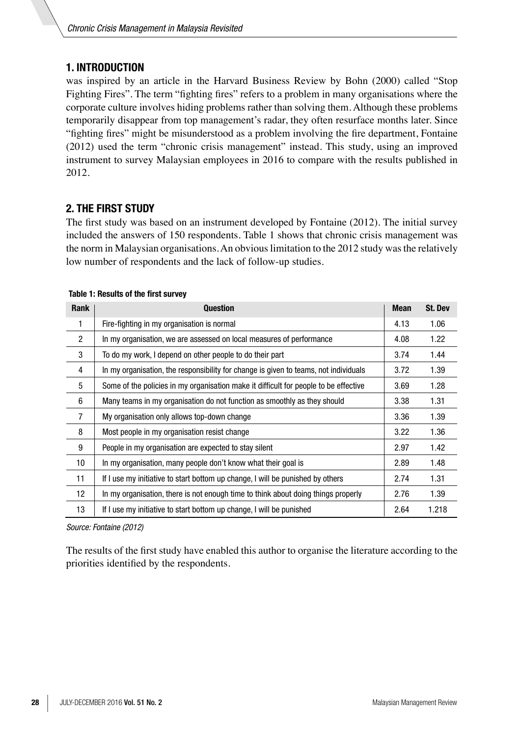## 1. INTRODUCTION

was inspired by an article in the Harvard Business Review by Bohn (2000) called "Stop Fighting Fires". The term "fighting fires" refers to a problem in many organisations where the corporate culture involves hiding problems rather than solving them. Although these problems temporarily disappear from top management's radar, they often resurface months later. Since "fighting fires" might be misunderstood as a problem involving the fire department, Fontaine (2012) used the term "chronic crisis management" instead. This study, using an improved instrument to survey Malaysian employees in 2016 to compare with the results published in 2012.

## 2. THE FIRST STUDY

The first study was based on an instrument developed by Fontaine (2012). The initial survey included the answers of 150 respondents. Table 1 shows that chronic crisis management was the norm in Malaysian organisations. An obvious limitation to the 2012 study was the relatively low number of respondents and the lack of follow-up studies.

**Table 1: Results of the first survey**

| Rank | Question | Mean | St. Dev |
|---|---|---|---|
| 1 | Fire-fighting in my organisation is normal | 4.13 | 1.06 |
| 2 | In my organisation, we are assessed on local measures of performance | 4.08 | 1.22 |
| 3 | To do my work, I depend on other people to do their part | 3.74 | 1.44 |
| 4 | In my organisation, the responsibility for change is given to teams, not individuals | 3.72 | 1.39 |
| 5 | Some of the policies in my organisation make it difficult for people to be effective | 3.69 | 1.28 |
| 6 | Many teams in my organisation do not function as smoothly as they should | 3.38 | 1.31 |
| 7 | My organisation only allows top-down change | 3.36 | 1.39 |
| 8 | Most people in my organisation resist change | 3.22 | 1.36 |
| 9 | People in my organisation are expected to stay silent | 2.97 | 1.42 |
| 10 | In my organisation, many people don't know what their goal is | 2.89 | 1.48 |
| 11 | If I use my initiative to start bottom up change, I will be punished by others | 2.74 | 1.31 |
| 12 | In my organisation, there is not enough time to think about doing things properly | 2.76 | 1.39 |
| 13 | If I use my initiative to start bottom up change, I will be punished | 2.64 | 1.218 |

*Source: Fontaine (2012)*

The results of the first study have enabled this author to organise the literature according to the priorities identified by the respondents.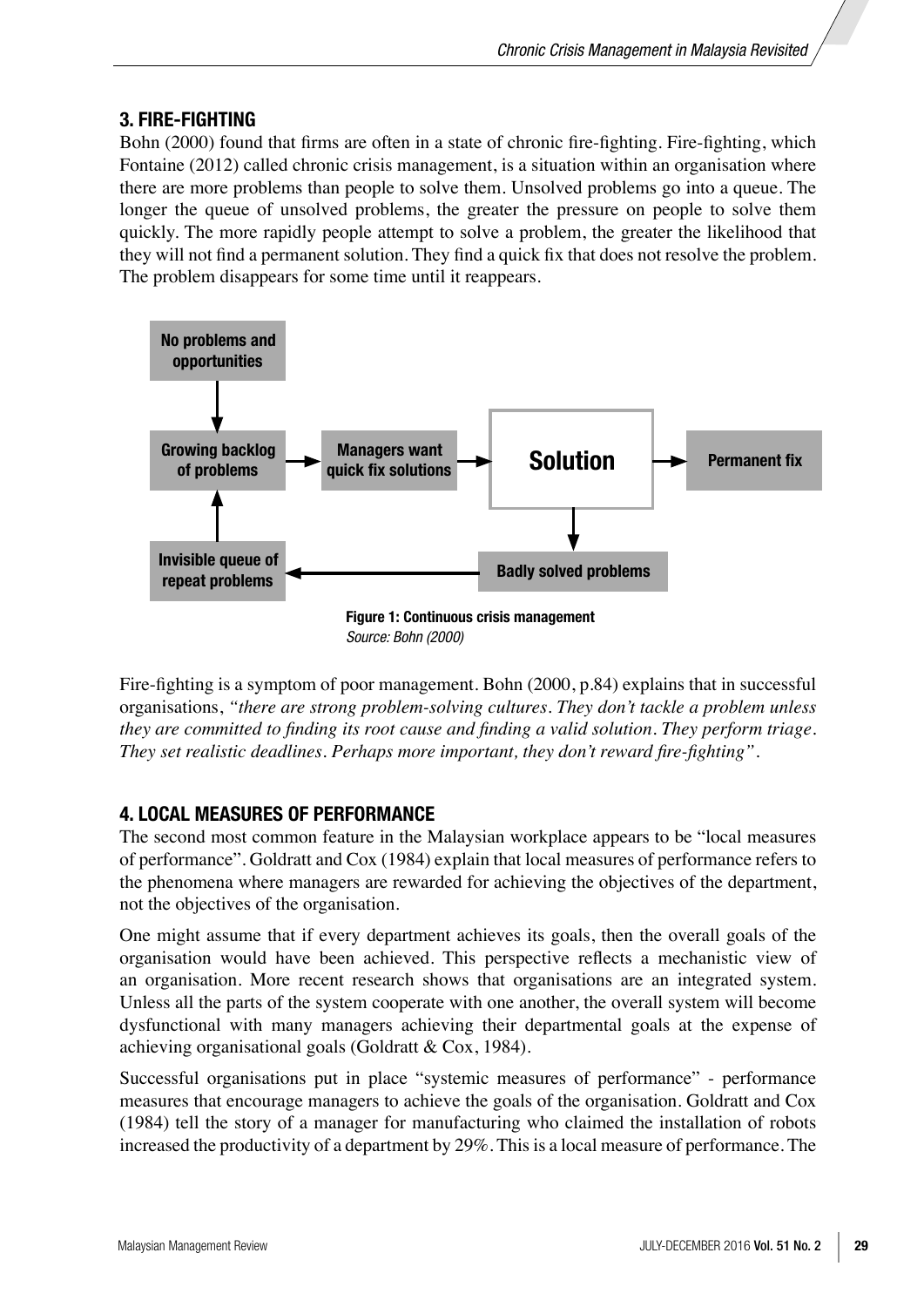## 3. FIRE-FIGHTING

Bohn (2000) found that firms are often in a state of chronic fire-fighting. Fire-fighting, which Fontaine (2012) called chronic crisis management, is a situation within an organisation where there are more problems than people to solve them. Unsolved problems go into a queue. The longer the queue of unsolved problems, the greater the pressure on people to solve them quickly. The more rapidly people attempt to solve a problem, the greater the likelihood that they will not find a permanent solution. They find a quick fix that does not resolve the problem. The problem disappears for some time until it reappears.

**Figure 1: Continuous crisis management**
*Source: Bohn (2000)*

Fire-fighting is a symptom of poor management. Bohn (2000, p.84) explains that in successful organisations, *"there are strong problem-solving cultures. They don't tackle a problem unless they are committed to finding its root cause and finding a valid solution. They perform triage. They set realistic deadlines. Perhaps more important, they don't reward fire-fighting"*.

## 4. LOCAL MEASURES OF PERFORMANCE

The second most common feature in the Malaysian workplace appears to be "local measures of performance". Goldratt and Cox (1984) explain that local measures of performance refers to the phenomena where managers are rewarded for achieving the objectives of the department, not the objectives of the organisation.

One might assume that if every department achieves its goals, then the overall goals of the organisation would have been achieved. This perspective reflects a mechanistic view of an organisation. More recent research shows that organisations are an integrated system. Unless all the parts of the system cooperate with one another, the overall system will become dysfunctional with many managers achieving their departmental goals at the expense of achieving organisational goals (Goldratt & Cox, 1984).

Successful organisations put in place "systemic measures of performance" - performance measures that encourage managers to achieve the goals of the organisation. Goldratt and Cox (1984) tell the story of a manager for manufacturing who claimed the installation of robots increased the productivity of a department by 29%. This is a local measure of performance. The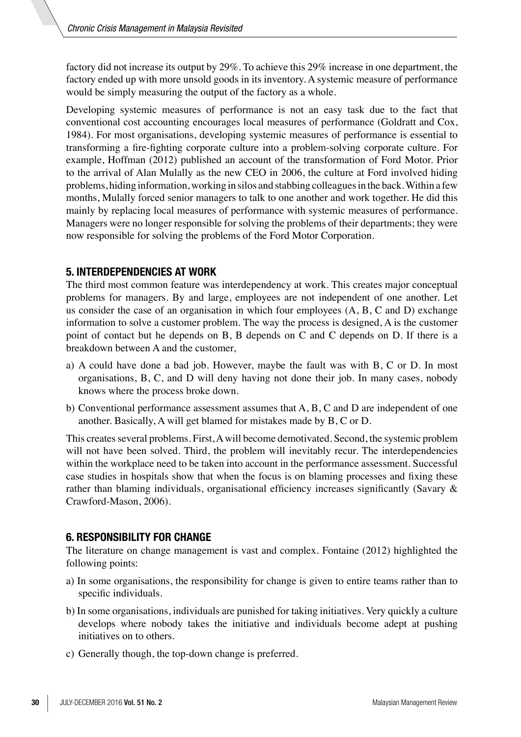factory did not increase its output by 29%. To achieve this 29% increase in one department, the factory ended up with more unsold goods in its inventory. A systemic measure of performance would be simply measuring the output of the factory as a whole.

Developing systemic measures of performance is not an easy task due to the fact that conventional cost accounting encourages local measures of performance (Goldratt and Cox, 1984). For most organisations, developing systemic measures of performance is essential to transforming a fire-fighting corporate culture into a problem-solving corporate culture. For example, Hoffman (2012) published an account of the transformation of Ford Motor. Prior to the arrival of Alan Mulally as the new CEO in 2006, the culture at Ford involved hiding problems, hiding information, working in silos and stabbing colleagues in the back. Within a few months, Mulally forced senior managers to talk to one another and work together. He did this mainly by replacing local measures of performance with systemic measures of performance. Managers were no longer responsible for solving the problems of their departments; they were now responsible for solving the problems of the Ford Motor Corporation.

## 5. INTERDEPENDENCIES AT WORK

The third most common feature was interdependency at work. This creates major conceptual problems for managers. By and large, employees are not independent of one another. Let us consider the case of an organisation in which four employees (A, B, C and D) exchange information to solve a customer problem. The way the process is designed, A is the customer point of contact but he depends on B, B depends on C and C depends on D. If there is a breakdown between A and the customer,

a) A could have done a bad job. However, maybe the fault was with B, C or D. In most organisations, B, C, and D will deny having not done their job. In many cases, nobody knows where the process broke down.
b) Conventional performance assessment assumes that A, B, C and D are independent of one another. Basically, A will get blamed for mistakes made by B, C or D.

This creates several problems. First, A will become demotivated. Second, the systemic problem will not have been solved. Third, the problem will inevitably recur. The interdependencies within the workplace need to be taken into account in the performance assessment. Successful case studies in hospitals show that when the focus is on blaming processes and fixing these rather than blaming individuals, organisational efficiency increases significantly (Savary & Crawford-Mason, 2006).

## 6. RESPONSIBILITY FOR CHANGE

The literature on change management is vast and complex. Fontaine (2012) highlighted the following points:

a) In some organisations, the responsibility for change is given to entire teams rather than to specific individuals.
b) In some organisations, individuals are punished for taking initiatives. Very quickly a culture develops where nobody takes the initiative and individuals become adept at pushing initiatives on to others.
c) Generally though, the top-down change is preferred.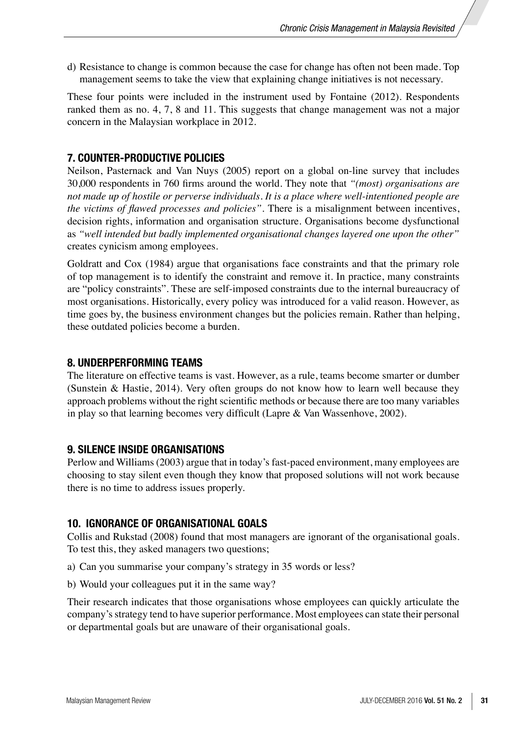d) Resistance to change is common because the case for change has often not been made. Top management seems to take the view that explaining change initiatives is not necessary.

These four points were included in the instrument used by Fontaine (2012). Respondents ranked them as no. 4, 7, 8 and 11. This suggests that change management was not a major concern in the Malaysian workplace in 2012.

## 7. COUNTER-PRODUCTIVE POLICIES

Neilson, Pasternack and Van Nuys (2005) report on a global on-line survey that includes 30,000 respondents in 760 firms around the world. They note that *"(most) organisations are not made up of hostile or perverse individuals. It is a place where well-intentioned people are the victims of flawed processes and policies"*. There is a misalignment between incentives, decision rights, information and organisation structure. Organisations become dysfunctional as *"well intended but badly implemented organisational changes layered one upon the other"* creates cynicism among employees.

Goldratt and Cox (1984) argue that organisations face constraints and that the primary role of top management is to identify the constraint and remove it. In practice, many constraints are "policy constraints". These are self-imposed constraints due to the internal bureaucracy of most organisations. Historically, every policy was introduced for a valid reason. However, as time goes by, the business environment changes but the policies remain. Rather than helping, these outdated policies become a burden.

## 8. UNDERPERFORMING TEAMS

The literature on effective teams is vast. However, as a rule, teams become smarter or dumber (Sunstein & Hastie, 2014). Very often groups do not know how to learn well because they approach problems without the right scientific methods or because there are too many variables in play so that learning becomes very difficult (Lapre & Van Wassenhove, 2002).

## 9. SILENCE INSIDE ORGANISATIONS

Perlow and Williams (2003) argue that in today's fast-paced environment, many employees are choosing to stay silent even though they know that proposed solutions will not work because there is no time to address issues properly.

## 10. IGNORANCE OF ORGANISATIONAL GOALS

Collis and Rukstad (2008) found that most managers are ignorant of the organisational goals. To test this, they asked managers two questions;

a) Can you summarise your company's strategy in 35 words or less?

b) Would your colleagues put it in the same way?

Their research indicates that those organisations whose employees can quickly articulate the company's strategy tend to have superior performance. Most employees can state their personal or departmental goals but are unaware of their organisational goals.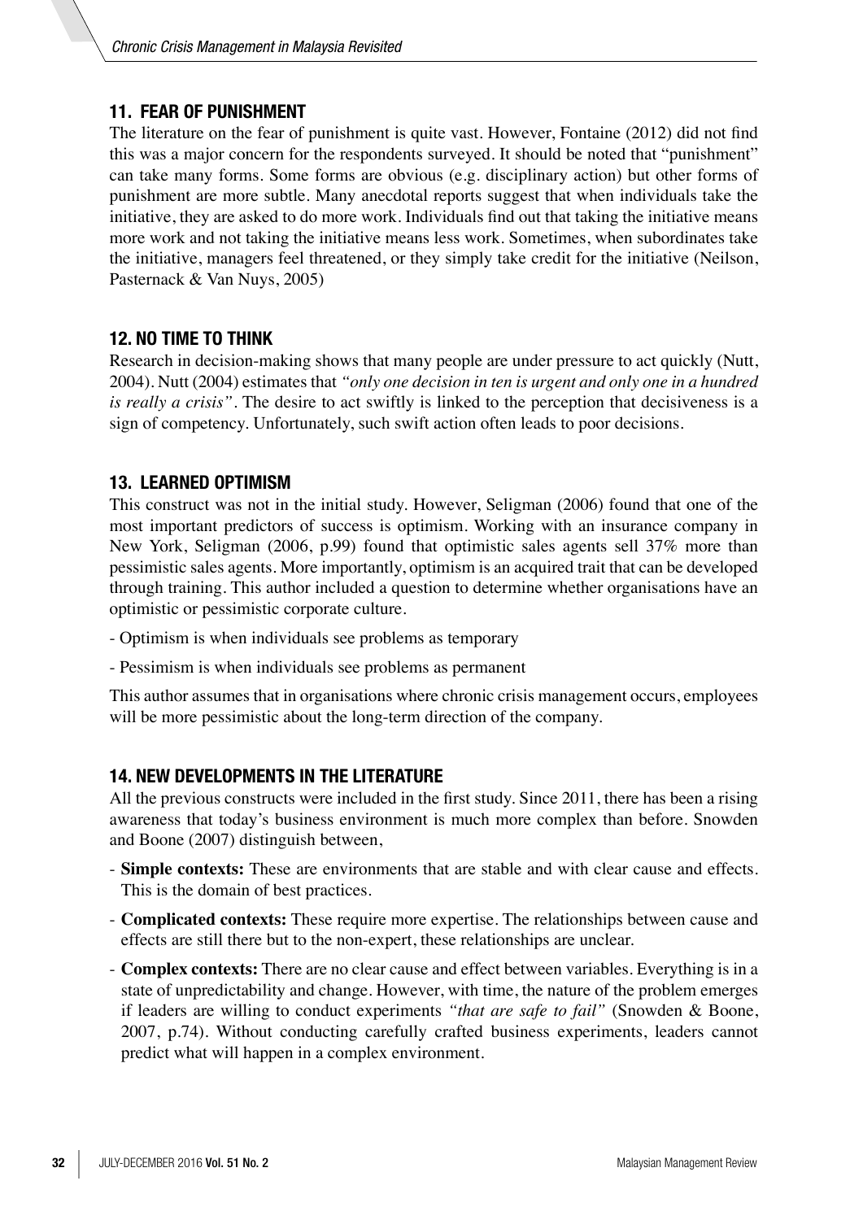## 11. FEAR OF PUNISHMENT

The literature on the fear of punishment is quite vast. However, Fontaine (2012) did not find this was a major concern for the respondents surveyed. It should be noted that "punishment" can take many forms. Some forms are obvious (e.g. disciplinary action) but other forms of punishment are more subtle. Many anecdotal reports suggest that when individuals take the initiative, they are asked to do more work. Individuals find out that taking the initiative means more work and not taking the initiative means less work. Sometimes, when subordinates take the initiative, managers feel threatened, or they simply take credit for the initiative (Neilson, Pasternack & Van Nuys, 2005)

## 12. NO TIME TO THINK

Research in decision-making shows that many people are under pressure to act quickly (Nutt, 2004). Nutt (2004) estimates that *"only one decision in ten is urgent and only one in a hundred is really a crisis"*. The desire to act swiftly is linked to the perception that decisiveness is a sign of competency. Unfortunately, such swift action often leads to poor decisions.

## 13. LEARNED OPTIMISM

This construct was not in the initial study. However, Seligman (2006) found that one of the most important predictors of success is optimism. Working with an insurance company in New York, Seligman (2006, p.99) found that optimistic sales agents sell 37% more than pessimistic sales agents. More importantly, optimism is an acquired trait that can be developed through training. This author included a question to determine whether organisations have an optimistic or pessimistic corporate culture.

- Optimism is when individuals see problems as temporary
- Pessimism is when individuals see problems as permanent

This author assumes that in organisations where chronic crisis management occurs, employees will be more pessimistic about the long-term direction of the company.

## 14. NEW DEVELOPMENTS IN THE LITERATURE

All the previous constructs were included in the first study. Since 2011, there has been a rising awareness that today's business environment is much more complex than before. Snowden and Boone (2007) distinguish between,

- **Simple contexts:** These are environments that are stable and with clear cause and effects. This is the domain of best practices.
- **Complicated contexts:** These require more expertise. The relationships between cause and effects are still there but to the non-expert, these relationships are unclear.
- **Complex contexts:** There are no clear cause and effect between variables. Everything is in a state of unpredictability and change. However, with time, the nature of the problem emerges if leaders are willing to conduct experiments *"that are safe to fail"* (Snowden & Boone, 2007, p.74). Without conducting carefully crafted business experiments, leaders cannot predict what will happen in a complex environment.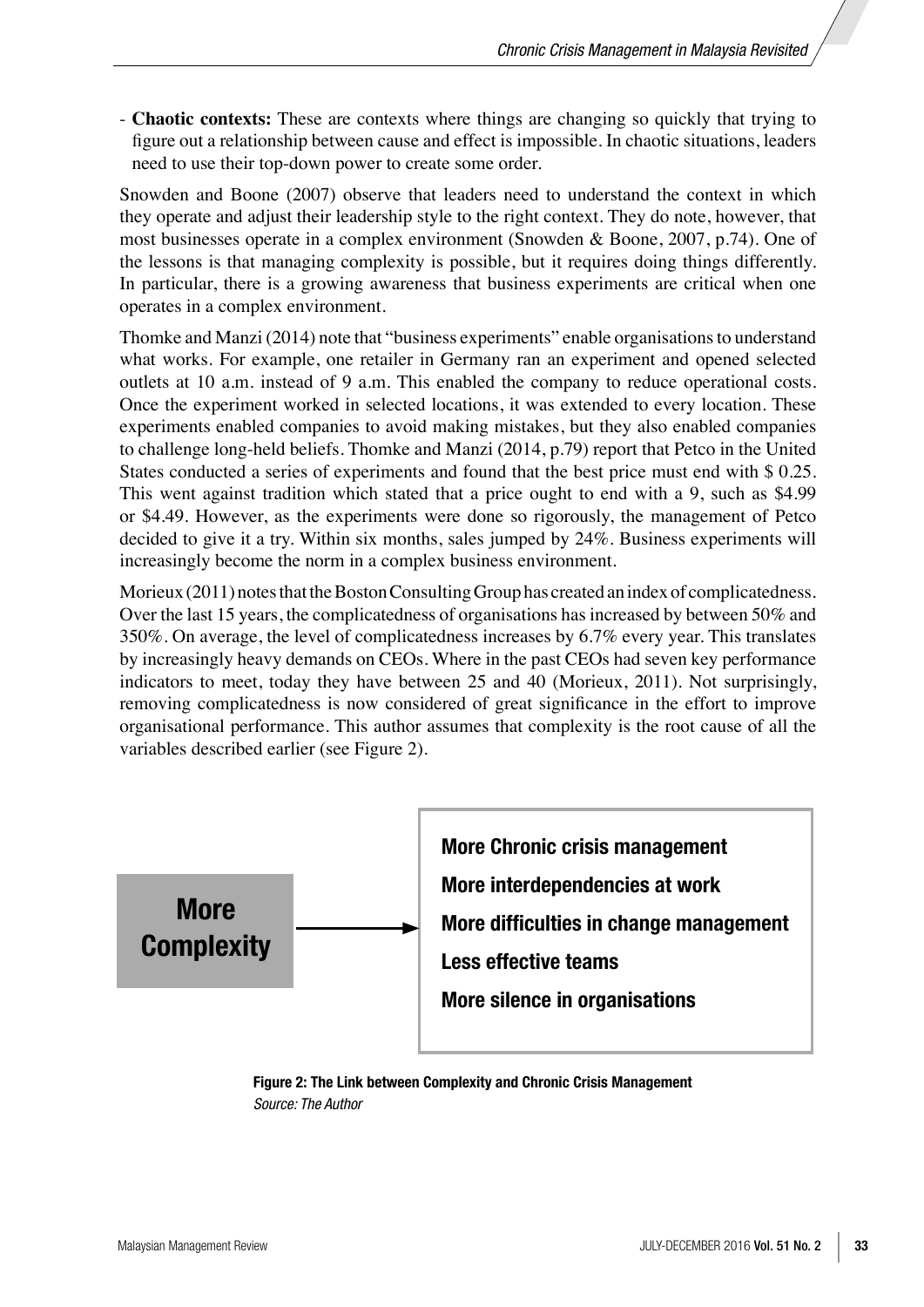- **Chaotic contexts:** These are contexts where things are changing so quickly that trying to figure out a relationship between cause and effect is impossible. In chaotic situations, leaders need to use their top-down power to create some order.

Snowden and Boone (2007) observe that leaders need to understand the context in which they operate and adjust their leadership style to the right context. They do note, however, that most businesses operate in a complex environment (Snowden & Boone, 2007, p.74). One of the lessons is that managing complexity is possible, but it requires doing things differently. In particular, there is a growing awareness that business experiments are critical when one operates in a complex environment.

Thomke and Manzi (2014) note that "business experiments" enable organisations to understand what works. For example, one retailer in Germany ran an experiment and opened selected outlets at 10 a.m. instead of 9 a.m. This enabled the company to reduce operational costs. Once the experiment worked in selected locations, it was extended to every location. These experiments enabled companies to avoid making mistakes, but they also enabled companies to challenge long-held beliefs. Thomke and Manzi (2014, p.79) report that Petco in the United States conducted a series of experiments and found that the best price must end with $ 0.25. This went against tradition which stated that a price ought to end with a 9, such as $4.99 or $4.49. However, as the experiments were done so rigorously, the management of Petco decided to give it a try. Within six months, sales jumped by 24%. Business experiments will increasingly become the norm in a complex business environment.

Morieux (2011) notes that the Boston Consulting Group has created an index of complicatedness. Over the last 15 years, the complicatedness of organisations has increased by between 50% and 350%. On average, the level of complicatedness increases by 6.7% every year. This translates by increasingly heavy demands on CEOs. Where in the past CEOs had seven key performance indicators to meet, today they have between 25 and 40 (Morieux, 2011). Not surprisingly, removing complicatedness is now considered of great significance in the effort to improve organisational performance. This author assumes that complexity is the root cause of all the variables described earlier (see Figure 2).

**More Complexity** → 

- **More Chronic crisis management**
- **More interdependencies at work**
- **More difficulties in change management**
- **Less effective teams**
- **More silence in organisations**

**Figure 2: The Link between Complexity and Chronic Crisis Management**
*Source: The Author*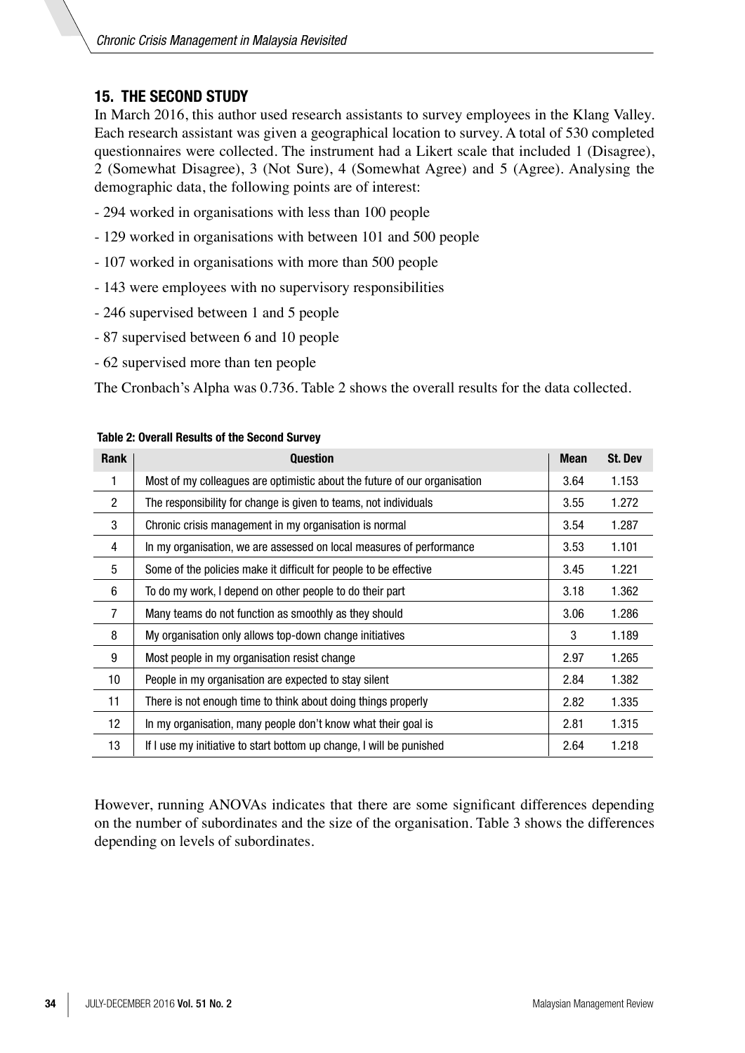## 15. THE SECOND STUDY

In March 2016, this author used research assistants to survey employees in the Klang Valley. Each research assistant was given a geographical location to survey. A total of 530 completed questionnaires were collected. The instrument had a Likert scale that included 1 (Disagree), 2 (Somewhat Disagree), 3 (Not Sure), 4 (Somewhat Agree) and 5 (Agree). Analysing the demographic data, the following points are of interest:

- 294 worked in organisations with less than 100 people
- 129 worked in organisations with between 101 and 500 people
- 107 worked in organisations with more than 500 people
- 143 were employees with no supervisory responsibilities
- 246 supervised between 1 and 5 people
- 87 supervised between 6 and 10 people
- 62 supervised more than ten people

The Cronbach's Alpha was 0.736. Table 2 shows the overall results for the data collected.

**Table 2: Overall Results of the Second Survey**

| Rank | Question | Mean | St. Dev |
|---|---|---|---|
| 1 | Most of my colleagues are optimistic about the future of our organisation | 3.64 | 1.153 |
| 2 | The responsibility for change is given to teams, not individuals | 3.55 | 1.272 |
| 3 | Chronic crisis management in my organisation is normal | 3.54 | 1.287 |
| 4 | In my organisation, we are assessed on local measures of performance | 3.53 | 1.101 |
| 5 | Some of the policies make it difficult for people to be effective | 3.45 | 1.221 |
| 6 | To do my work, I depend on other people to do their part | 3.18 | 1.362 |
| 7 | Many teams do not function as smoothly as they should | 3.06 | 1.286 |
| 8 | My organisation only allows top-down change initiatives | 3 | 1.189 |
| 9 | Most people in my organisation resist change | 2.97 | 1.265 |
| 10 | People in my organisation are expected to stay silent | 2.84 | 1.382 |
| 11 | There is not enough time to think about doing things properly | 2.82 | 1.335 |
| 12 | In my organisation, many people don't know what their goal is | 2.81 | 1.315 |
| 13 | If I use my initiative to start bottom up change, I will be punished | 2.64 | 1.218 |

However, running ANOVAs indicates that there are some significant differences depending on the number of subordinates and the size of the organisation. Table 3 shows the differences depending on levels of subordinates.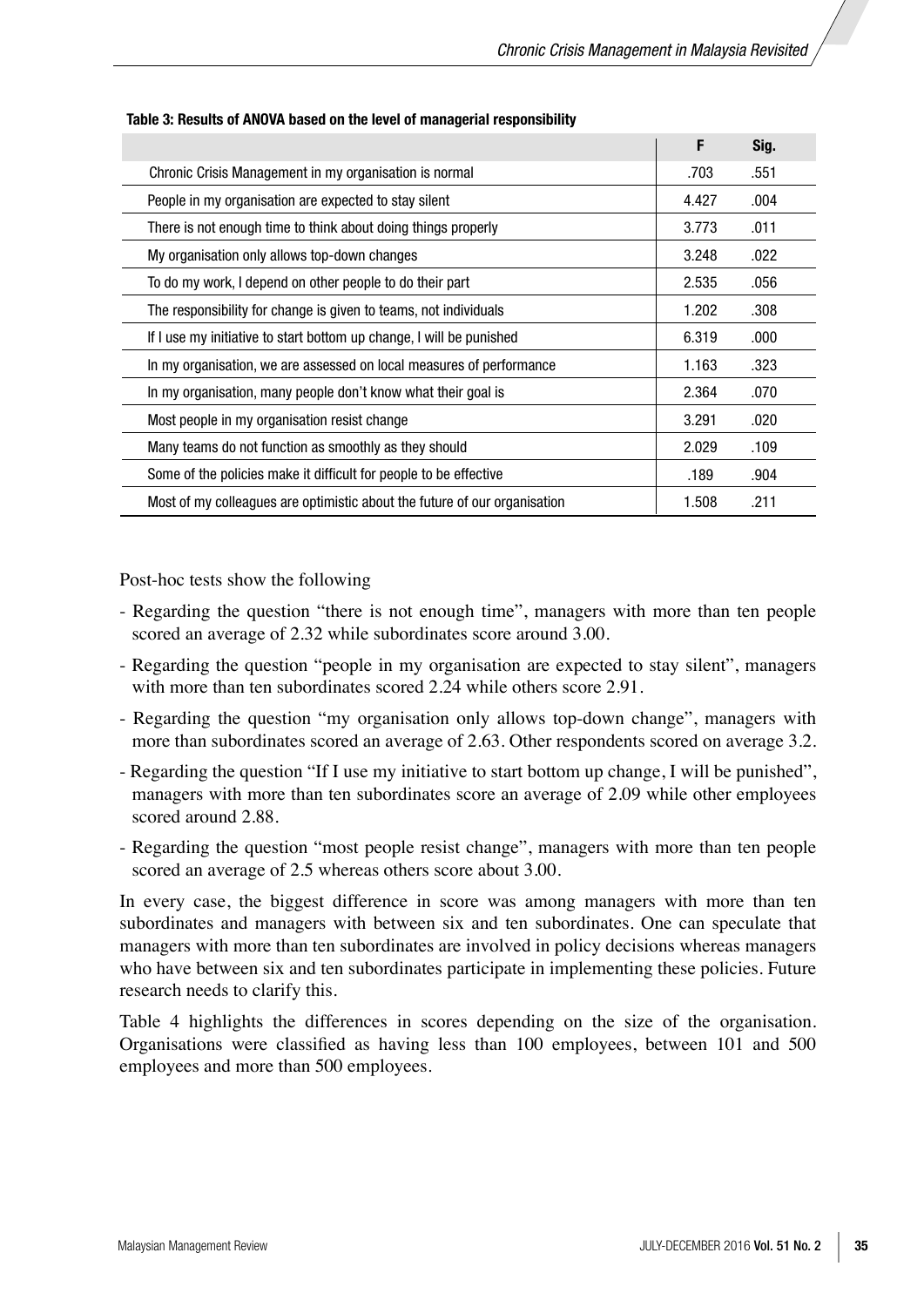**Table 3: Results of ANOVA based on the level of managerial responsibility**

| | F | Sig. |
|---|---|---|
| Chronic Crisis Management in my organisation is normal | .703 | .551 |
| People in my organisation are expected to stay silent | 4.427 | .004 |
| There is not enough time to think about doing things properly | 3.773 | .011 |
| My organisation only allows top-down changes | 3.248 | .022 |
| To do my work, I depend on other people to do their part | 2.535 | .056 |
| The responsibility for change is given to teams, not individuals | 1.202 | .308 |
| If I use my initiative to start bottom up change, I will be punished | 6.319 | .000 |
| In my organisation, we are assessed on local measures of performance | 1.163 | .323 |
| In my organisation, many people don't know what their goal is | 2.364 | .070 |
| Most people in my organisation resist change | 3.291 | .020 |
| Many teams do not function as smoothly as they should | 2.029 | .109 |
| Some of the policies make it difficult for people to be effective | .189 | .904 |
| Most of my colleagues are optimistic about the future of our organisation | 1.508 | .211 |

Post-hoc tests show the following

- Regarding the question "there is not enough time", managers with more than ten people scored an average of 2.32 while subordinates score around 3.00.
- Regarding the question "people in my organisation are expected to stay silent", managers with more than ten subordinates scored 2.24 while others score 2.91.
- Regarding the question "my organisation only allows top-down change", managers with more than subordinates scored an average of 2.63. Other respondents scored on average 3.2.
- Regarding the question "If I use my initiative to start bottom up change, I will be punished", managers with more than ten subordinates score an average of 2.09 while other employees scored around 2.88.
- Regarding the question "most people resist change", managers with more than ten people scored an average of 2.5 whereas others score about 3.00.

In every case, the biggest difference in score was among managers with more than ten subordinates and managers with between six and ten subordinates. One can speculate that managers with more than ten subordinates are involved in policy decisions whereas managers who have between six and ten subordinates participate in implementing these policies. Future research needs to clarify this.

Table 4 highlights the differences in scores depending on the size of the organisation. Organisations were classified as having less than 100 employees, between 101 and 500 employees and more than 500 employees.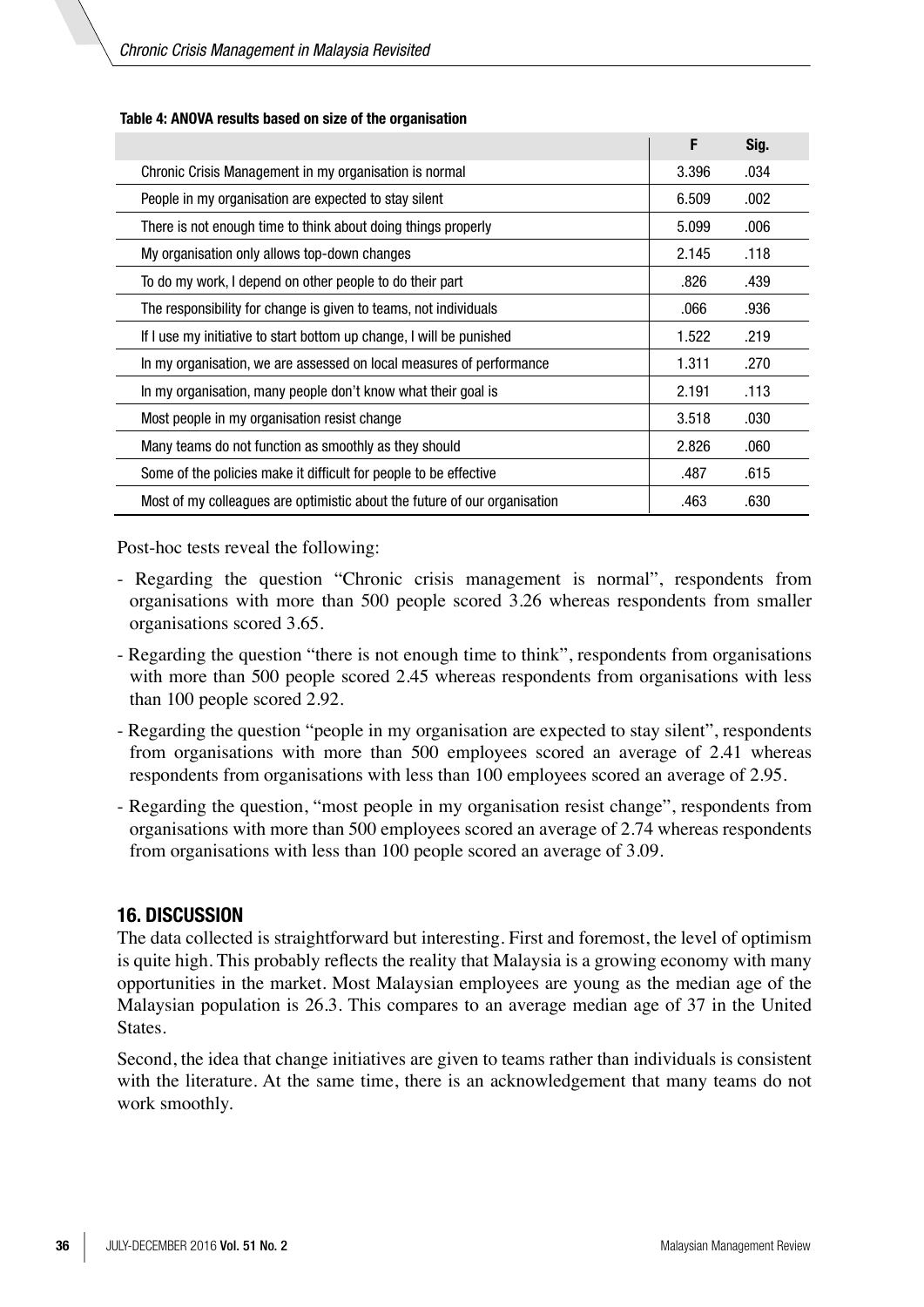**Table 4: ANOVA results based on size of the organisation**

| | F | Sig. |
|---|---|---|
| Chronic Crisis Management in my organisation is normal | 3.396 | .034 |
| People in my organisation are expected to stay silent | 6.509 | .002 |
| There is not enough time to think about doing things properly | 5.099 | .006 |
| My organisation only allows top-down changes | 2.145 | .118 |
| To do my work, I depend on other people to do their part | .826 | .439 |
| The responsibility for change is given to teams, not individuals | .066 | .936 |
| If I use my initiative to start bottom up change, I will be punished | 1.522 | .219 |
| In my organisation, we are assessed on local measures of performance | 1.311 | .270 |
| In my organisation, many people don't know what their goal is | 2.191 | .113 |
| Most people in my organisation resist change | 3.518 | .030 |
| Many teams do not function as smoothly as they should | 2.826 | .060 |
| Some of the policies make it difficult for people to be effective | .487 | .615 |
| Most of my colleagues are optimistic about the future of our organisation | .463 | .630 |

Post-hoc tests reveal the following:

- Regarding the question "Chronic crisis management is normal", respondents from organisations with more than 500 people scored 3.26 whereas respondents from smaller organisations scored 3.65.
- Regarding the question "there is not enough time to think", respondents from organisations with more than 500 people scored 2.45 whereas respondents from organisations with less than 100 people scored 2.92.
- Regarding the question "people in my organisation are expected to stay silent", respondents from organisations with more than 500 employees scored an average of 2.41 whereas respondents from organisations with less than 100 employees scored an average of 2.95.
- Regarding the question, "most people in my organisation resist change", respondents from organisations with more than 500 employees scored an average of 2.74 whereas respondents from organisations with less than 100 people scored an average of 3.09.

## 16. DISCUSSION

The data collected is straightforward but interesting. First and foremost, the level of optimism is quite high. This probably reflects the reality that Malaysia is a growing economy with many opportunities in the market. Most Malaysian employees are young as the median age of the Malaysian population is 26.3. This compares to an average median age of 37 in the United States.

Second, the idea that change initiatives are given to teams rather than individuals is consistent with the literature. At the same time, there is an acknowledgement that many teams do not work smoothly.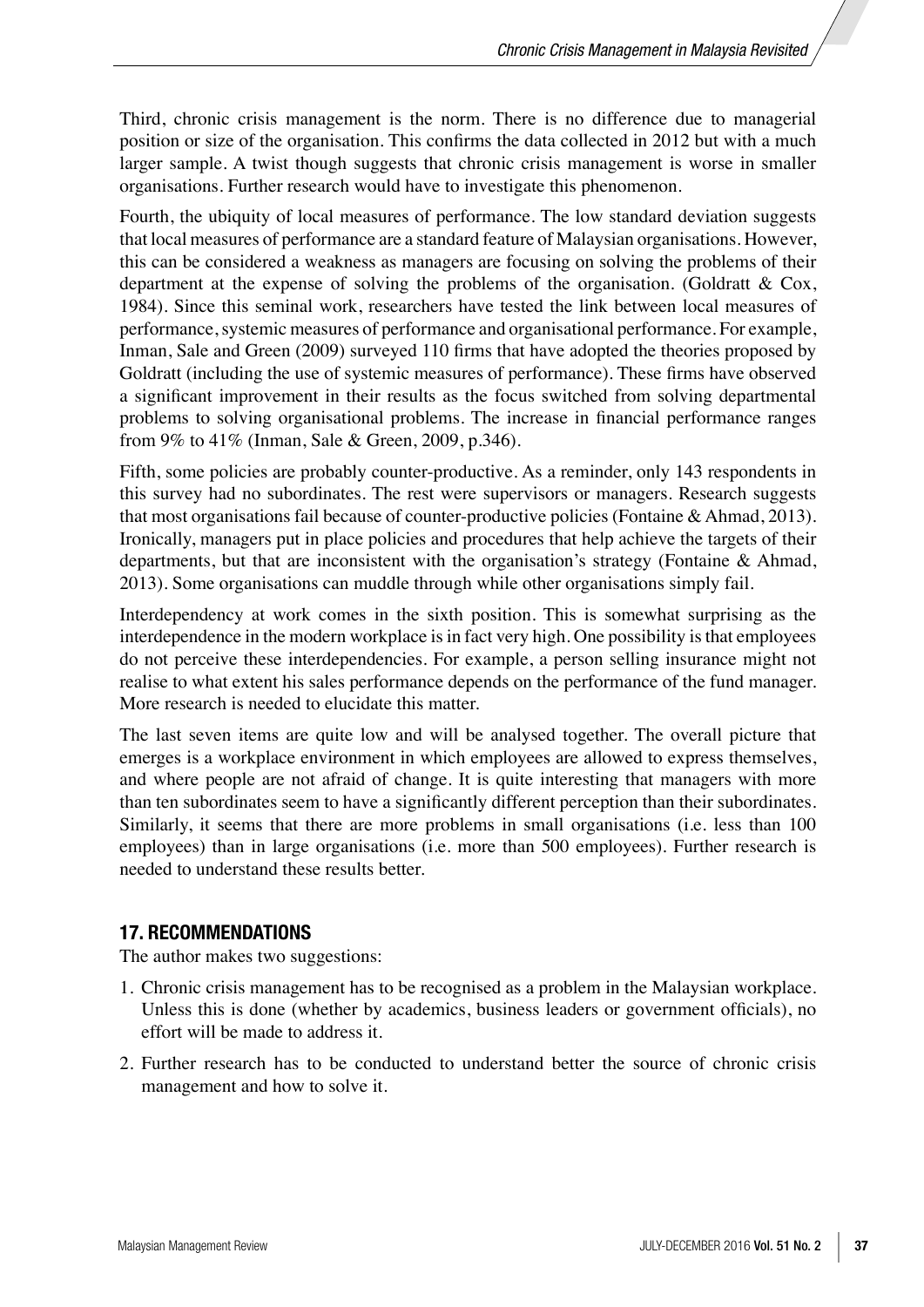Third, chronic crisis management is the norm. There is no difference due to managerial position or size of the organisation. This confirms the data collected in 2012 but with a much larger sample. A twist though suggests that chronic crisis management is worse in smaller organisations. Further research would have to investigate this phenomenon.

Fourth, the ubiquity of local measures of performance. The low standard deviation suggests that local measures of performance are a standard feature of Malaysian organisations. However, this can be considered a weakness as managers are focusing on solving the problems of their department at the expense of solving the problems of the organisation. (Goldratt & Cox, 1984). Since this seminal work, researchers have tested the link between local measures of performance, systemic measures of performance and organisational performance. For example, Inman, Sale and Green (2009) surveyed 110 firms that have adopted the theories proposed by Goldratt (including the use of systemic measures of performance). These firms have observed a significant improvement in their results as the focus switched from solving departmental problems to solving organisational problems. The increase in financial performance ranges from 9% to 41% (Inman, Sale & Green, 2009, p.346).

Fifth, some policies are probably counter-productive. As a reminder, only 143 respondents in this survey had no subordinates. The rest were supervisors or managers. Research suggests that most organisations fail because of counter-productive policies (Fontaine & Ahmad, 2013). Ironically, managers put in place policies and procedures that help achieve the targets of their departments, but that are inconsistent with the organisation's strategy (Fontaine & Ahmad, 2013). Some organisations can muddle through while other organisations simply fail.

Interdependency at work comes in the sixth position. This is somewhat surprising as the interdependence in the modern workplace is in fact very high. One possibility is that employees do not perceive these interdependencies. For example, a person selling insurance might not realise to what extent his sales performance depends on the performance of the fund manager. More research is needed to elucidate this matter.

The last seven items are quite low and will be analysed together. The overall picture that emerges is a workplace environment in which employees are allowed to express themselves, and where people are not afraid of change. It is quite interesting that managers with more than ten subordinates seem to have a significantly different perception than their subordinates. Similarly, it seems that there are more problems in small organisations (i.e. less than 100 employees) than in large organisations (i.e. more than 500 employees). Further research is needed to understand these results better.

## 17. RECOMMENDATIONS

The author makes two suggestions:

1. Chronic crisis management has to be recognised as a problem in the Malaysian workplace. Unless this is done (whether by academics, business leaders or government officials), no effort will be made to address it.
2. Further research has to be conducted to understand better the source of chronic crisis management and how to solve it.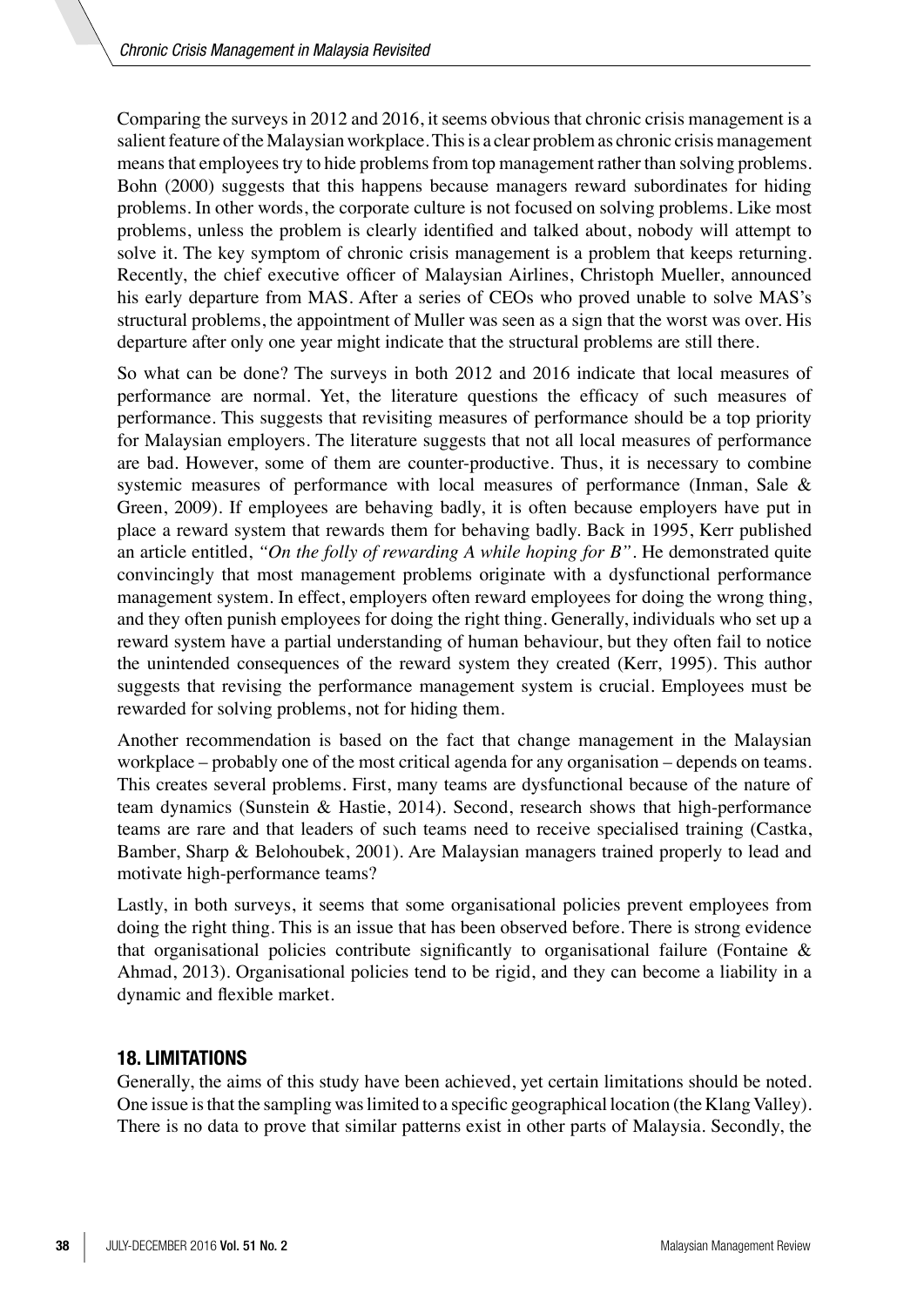Comparing the surveys in 2012 and 2016, it seems obvious that chronic crisis management is a salient feature of the Malaysian workplace. This is a clear problem as chronic crisis management means that employees try to hide problems from top management rather than solving problems. Bohn (2000) suggests that this happens because managers reward subordinates for hiding problems. In other words, the corporate culture is not focused on solving problems. Like most problems, unless the problem is clearly identified and talked about, nobody will attempt to solve it. The key symptom of chronic crisis management is a problem that keeps returning. Recently, the chief executive officer of Malaysian Airlines, Christoph Mueller, announced his early departure from MAS. After a series of CEOs who proved unable to solve MAS's structural problems, the appointment of Muller was seen as a sign that the worst was over. His departure after only one year might indicate that the structural problems are still there.

So what can be done? The surveys in both 2012 and 2016 indicate that local measures of performance are normal. Yet, the literature questions the efficacy of such measures of performance. This suggests that revisiting measures of performance should be a top priority for Malaysian employers. The literature suggests that not all local measures of performance are bad. However, some of them are counter-productive. Thus, it is necessary to combine systemic measures of performance with local measures of performance (Inman, Sale & Green, 2009). If employees are behaving badly, it is often because employers have put in place a reward system that rewards them for behaving badly. Back in 1995, Kerr published an article entitled, *"On the folly of rewarding A while hoping for B"*. He demonstrated quite convincingly that most management problems originate with a dysfunctional performance management system. In effect, employers often reward employees for doing the wrong thing, and they often punish employees for doing the right thing. Generally, individuals who set up a reward system have a partial understanding of human behaviour, but they often fail to notice the unintended consequences of the reward system they created (Kerr, 1995). This author suggests that revising the performance management system is crucial. Employees must be rewarded for solving problems, not for hiding them.

Another recommendation is based on the fact that change management in the Malaysian workplace – probably one of the most critical agenda for any organisation – depends on teams. This creates several problems. First, many teams are dysfunctional because of the nature of team dynamics (Sunstein & Hastie, 2014). Second, research shows that high-performance teams are rare and that leaders of such teams need to receive specialised training (Castka, Bamber, Sharp & Belohoubek, 2001). Are Malaysian managers trained properly to lead and motivate high-performance teams?

Lastly, in both surveys, it seems that some organisational policies prevent employees from doing the right thing. This is an issue that has been observed before. There is strong evidence that organisational policies contribute significantly to organisational failure (Fontaine & Ahmad, 2013). Organisational policies tend to be rigid, and they can become a liability in a dynamic and flexible market.

## 18. LIMITATIONS

Generally, the aims of this study have been achieved, yet certain limitations should be noted. One issue is that the sampling was limited to a specific geographical location (the Klang Valley). There is no data to prove that similar patterns exist in other parts of Malaysia. Secondly, the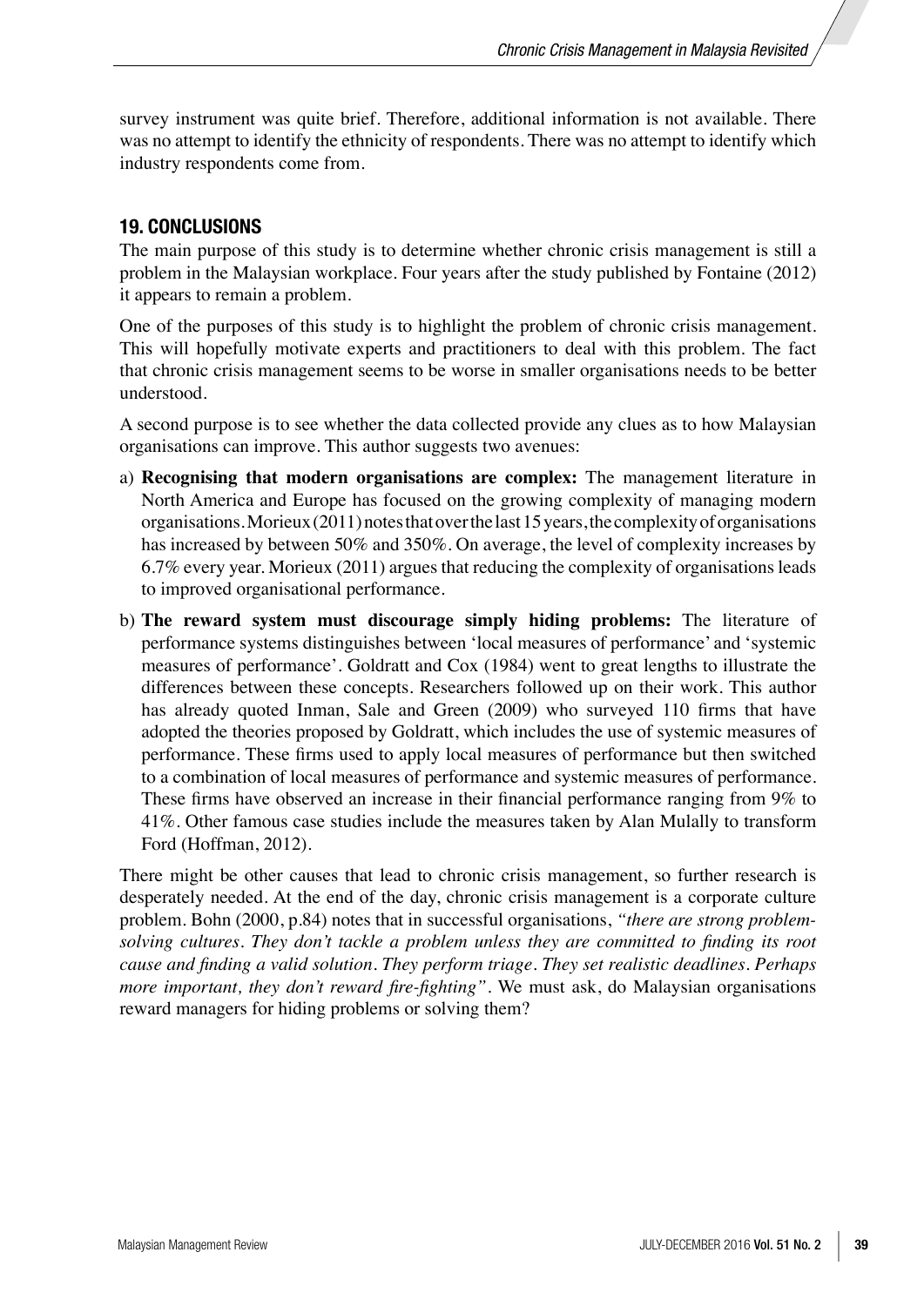survey instrument was quite brief. Therefore, additional information is not available. There was no attempt to identify the ethnicity of respondents. There was no attempt to identify which industry respondents come from.

## 19. CONCLUSIONS

The main purpose of this study is to determine whether chronic crisis management is still a problem in the Malaysian workplace. Four years after the study published by Fontaine (2012) it appears to remain a problem.

One of the purposes of this study is to highlight the problem of chronic crisis management. This will hopefully motivate experts and practitioners to deal with this problem. The fact that chronic crisis management seems to be worse in smaller organisations needs to be better understood.

A second purpose is to see whether the data collected provide any clues as to how Malaysian organisations can improve. This author suggests two avenues:

a) **Recognising that modern organisations are complex:** The management literature in North America and Europe has focused on the growing complexity of managing modern organisations. Morieux (2011) notes that over the last 15 years, the complexity of organisations has increased by between 50% and 350%. On average, the level of complexity increases by 6.7% every year. Morieux (2011) argues that reducing the complexity of organisations leads to improved organisational performance.

b) **The reward system must discourage simply hiding problems:** The literature of performance systems distinguishes between 'local measures of performance' and 'systemic measures of performance'. Goldratt and Cox (1984) went to great lengths to illustrate the differences between these concepts. Researchers followed up on their work. This author has already quoted Inman, Sale and Green (2009) who surveyed 110 firms that have adopted the theories proposed by Goldratt, which includes the use of systemic measures of performance. These firms used to apply local measures of performance but then switched to a combination of local measures of performance and systemic measures of performance. These firms have observed an increase in their financial performance ranging from 9% to 41%. Other famous case studies include the measures taken by Alan Mulally to transform Ford (Hoffman, 2012).

There might be other causes that lead to chronic crisis management, so further research is desperately needed. At the end of the day, chronic crisis management is a corporate culture problem. Bohn (2000, p.84) notes that in successful organisations, *"there are strong problem-solving cultures. They don't tackle a problem unless they are committed to finding its root cause and finding a valid solution. They perform triage. They set realistic deadlines. Perhaps more important, they don't reward fire-fighting"*. We must ask, do Malaysian organisations reward managers for hiding problems or solving them?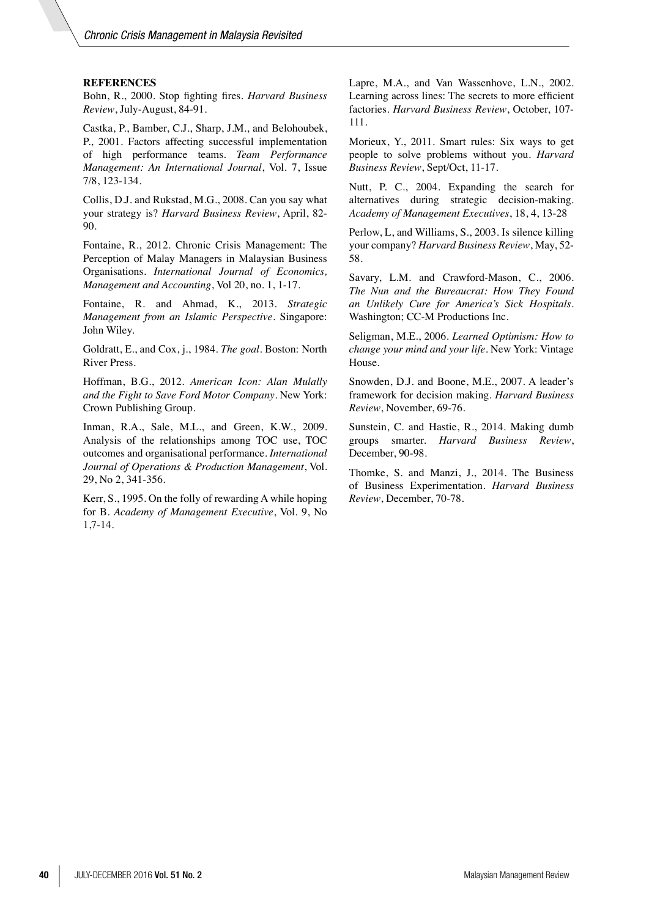**REFERENCES**

Bohn, R., 2000. Stop fighting fires. *Harvard Business Review*, July-August, 84-91.

Castka, P., Bamber, C.J., Sharp, J.M., and Belohoubek, P., 2001. Factors affecting successful implementation of high performance teams. *Team Performance Management: An International Journal*, Vol. 7, Issue 7/8, 123-134.

Collis, D.J. and Rukstad, M.G., 2008. Can you say what your strategy is? *Harvard Business Review*, April, 82-90.

Fontaine, R., 2012. Chronic Crisis Management: The Perception of Malay Managers in Malaysian Business Organisations. *International Journal of Economics, Management and Accounting*, Vol 20, no. 1, 1-17.

Fontaine, R. and Ahmad, K., 2013. *Strategic Management from an Islamic Perspective*. Singapore: John Wiley.

Goldratt, E., and Cox, j., 1984. *The goal*. Boston: North River Press.

Hoffman, B.G., 2012. *American Icon: Alan Mulally and the Fight to Save Ford Motor Company*. New York: Crown Publishing Group.

Inman, R.A., Sale, M.L., and Green, K.W., 2009. Analysis of the relationships among TOC use, TOC outcomes and organisational performance. *International Journal of Operations & Production Management*, Vol. 29, No 2, 341-356.

Kerr, S., 1995. On the folly of rewarding A while hoping for B. *Academy of Management Executive*, Vol. 9, No 1,7-14.

Lapre, M.A., and Van Wassenhove, L.N., 2002. Learning across lines: The secrets to more efficient factories. *Harvard Business Review*, October, 107-111.

Morieux, Y., 2011. Smart rules: Six ways to get people to solve problems without you. *Harvard Business Review*, Sept/Oct, 11-17.

Nutt, P. C., 2004. Expanding the search for alternatives during strategic decision-making. *Academy of Management Executives*, 18, 4, 13-28

Perlow, L, and Williams, S., 2003. Is silence killing your company? *Harvard Business Review*, May, 52-58.

Savary, L.M. and Crawford-Mason, C., 2006. *The Nun and the Bureaucrat: How They Found an Unlikely Cure for America's Sick Hospitals*. Washington; CC-M Productions Inc.

Seligman, M.E., 2006. *Learned Optimism: How to change your mind and your life*. New York: Vintage House.

Snowden, D.J. and Boone, M.E., 2007. A leader's framework for decision making. *Harvard Business Review*, November, 69-76.

Sunstein, C. and Hastie, R., 2014. Making dumb groups smarter. *Harvard Business Review*, December, 90-98.

Thomke, S. and Manzi, J., 2014. The Business of Business Experimentation. *Harvard Business Review*, December, 70-78.